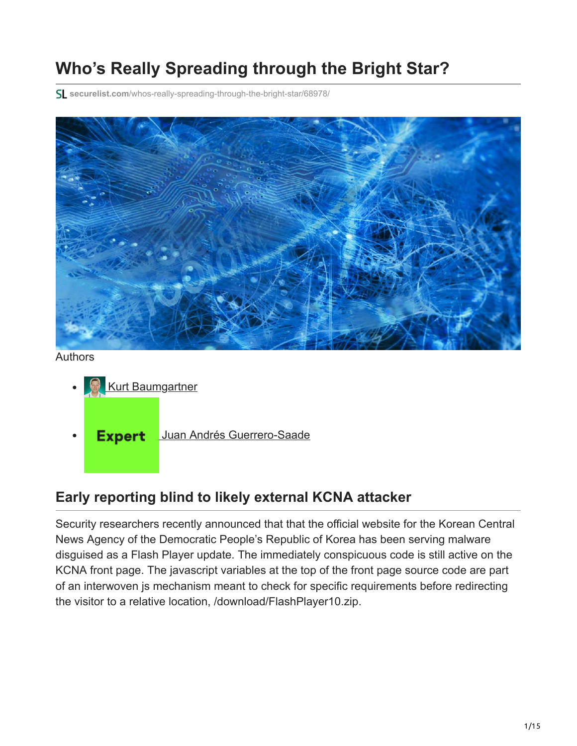# Who's Really Spreading through the Bright Star?

securelist.com/whos-really-spreading-through-the-bright-star/68978/

Authors

- Kurt Baumgartner
- Expert Juan Andrés Guerrero-Saade

## Early reporting blind to likely external KCNA attacker

Security researchers recently announced that that the official website for the Korean Central News Agency of the Democratic People's Republic of Korea has been serving malware disguised as a Flash Player update. The immediately conspicuous code is still active on the KCNA front page. The javascript variables at the top of the front page source code are part of an interwoven js mechanism meant to check for specific requirements before redirecting the visitor to a relative location, /download/FlashPlayer10.zip.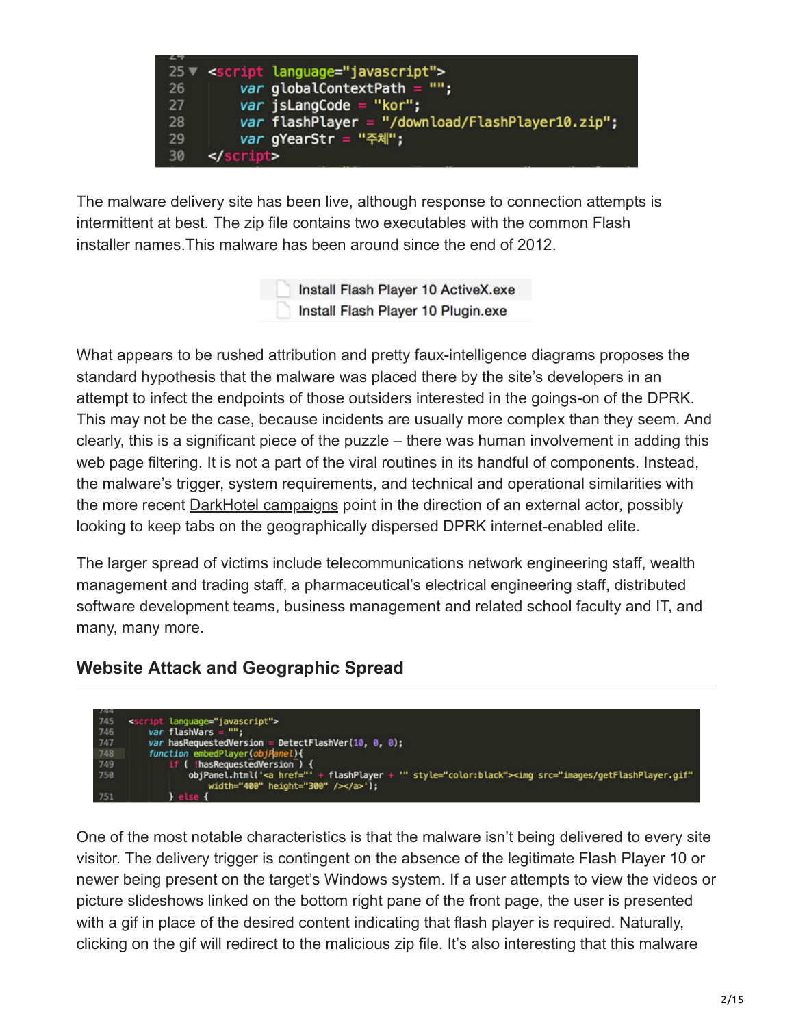```
25 <script language="javascript">
26     var globalContextPath = "";
27     var jsLangCode = "kor";
28     var flashPlayer = "/download/FlashPlayer10.zip";
29     var gYearStr = "주체";
30 </script>
```

The malware delivery site has been live, although response to connection attempts is intermittent at best. The zip file contains two executables with the common Flash installer names.This malware has been around since the end of 2012.

```
Install Flash Player 10 ActiveX.exe
Install Flash Player 10 Plugin.exe
```

What appears to be rushed attribution and pretty faux-intelligence diagrams proposes the standard hypothesis that the malware was placed there by the site's developers in an attempt to infect the endpoints of those outsiders interested in the goings-on of the DPRK. This may not be the case, because incidents are usually more complex than they seem. And clearly, this is a significant piece of the puzzle – there was human involvement in adding this web page filtering. It is not a part of the viral routines in its handful of components. Instead, the malware's trigger, system requirements, and technical and operational similarities with the more recent DarkHotel campaigns point in the direction of an external actor, possibly looking to keep tabs on the geographically dispersed DPRK internet-enabled elite.

The larger spread of victims include telecommunications network engineering staff, wealth management and trading staff, a pharmaceutical's electrical engineering staff, distributed software development teams, business management and related school faculty and IT, and many, many more.

### Website Attack and Geographic Spread

```
745 <script language="javascript">
746     var flashVars = "";
747     var hasRequestedVersion = DetectFlashVer(10, 0, 0);
748     function embedPlayer(objPanel){
749         if ( !hasRequestedVersion ) {
750             objPanel.html('<a href="' + flashPlayer + '" style="color:black"><img src="images/getFlashPlayer.gif"
                width="400" height="300" /></a>');
751         } else {
```

One of the most notable characteristics is that the malware isn't being delivered to every site visitor. The delivery trigger is contingent on the absence of the legitimate Flash Player 10 or newer being present on the target's Windows system. If a user attempts to view the videos or picture slideshows linked on the bottom right pane of the front page, the user is presented with a gif in place of the desired content indicating that flash player is required. Naturally, clicking on the gif will redirect to the malicious zip file. It's also interesting that this malware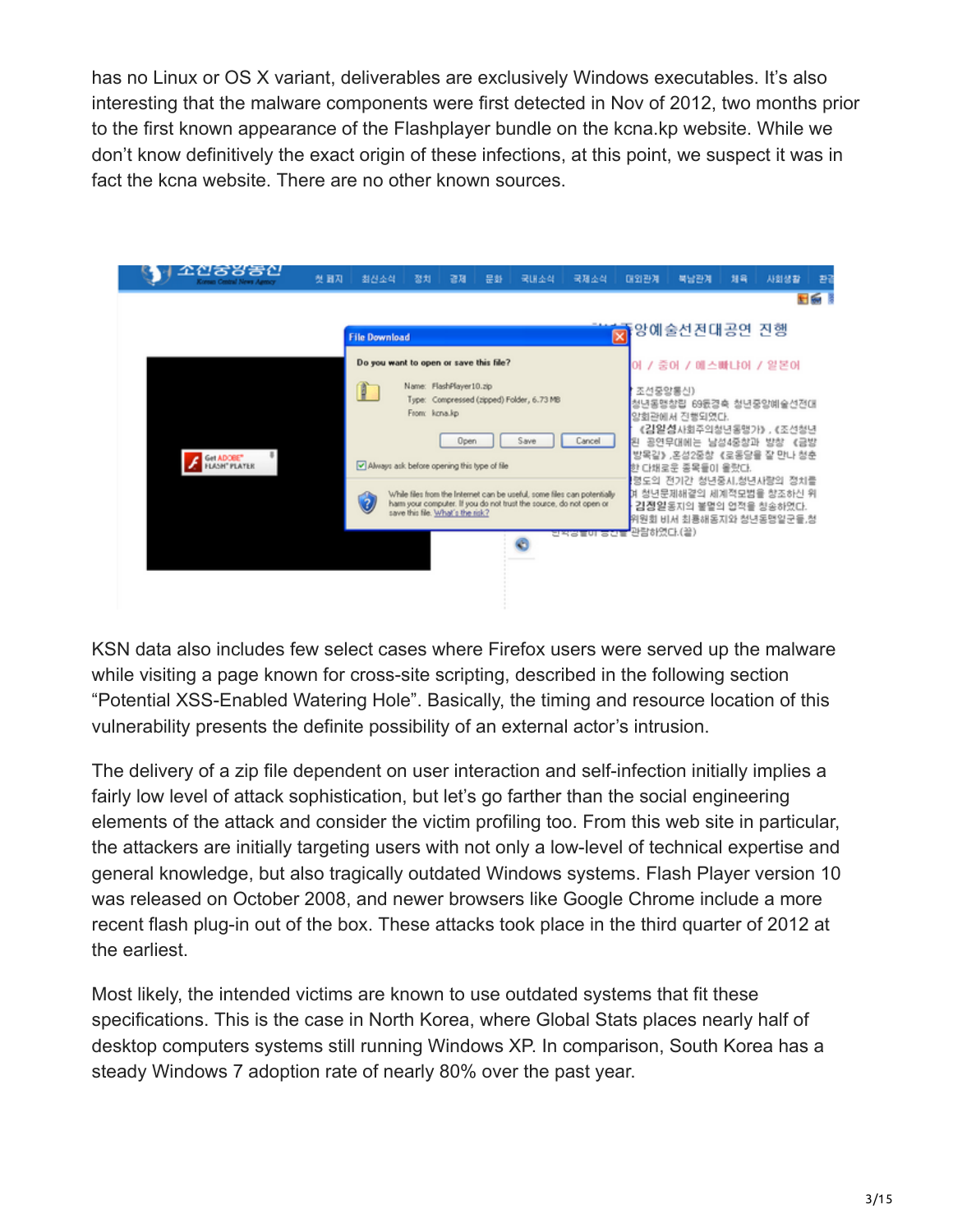has no Linux or OS X variant, deliverables are exclusively Windows executables. It's also interesting that the malware components were first detected in Nov of 2012, two months prior to the first known appearance of the Flashplayer bundle on the kcna.kp website. While we don't know definitively the exact origin of these infections, at this point, we suspect it was in fact the kcna website. There are no other known sources.

KSN data also includes few select cases where Firefox users were served up the malware while visiting a page known for cross-site scripting, described in the following section "Potential XSS-Enabled Watering Hole". Basically, the timing and resource location of this vulnerability presents the definite possibility of an external actor's intrusion.

The delivery of a zip file dependent on user interaction and self-infection initially implies a fairly low level of attack sophistication, but let's go farther than the social engineering elements of the attack and consider the victim profiling too. From this web site in particular, the attackers are initially targeting users with not only a low-level of technical expertise and general knowledge, but also tragically outdated Windows systems. Flash Player version 10 was released on October 2008, and newer browsers like Google Chrome include a more recent flash plug-in out of the box. These attacks took place in the third quarter of 2012 at the earliest.

Most likely, the intended victims are known to use outdated systems that fit these specifications. This is the case in North Korea, where Global Stats places nearly half of desktop computers systems still running Windows XP. In comparison, South Korea has a steady Windows 7 adoption rate of nearly 80% over the past year.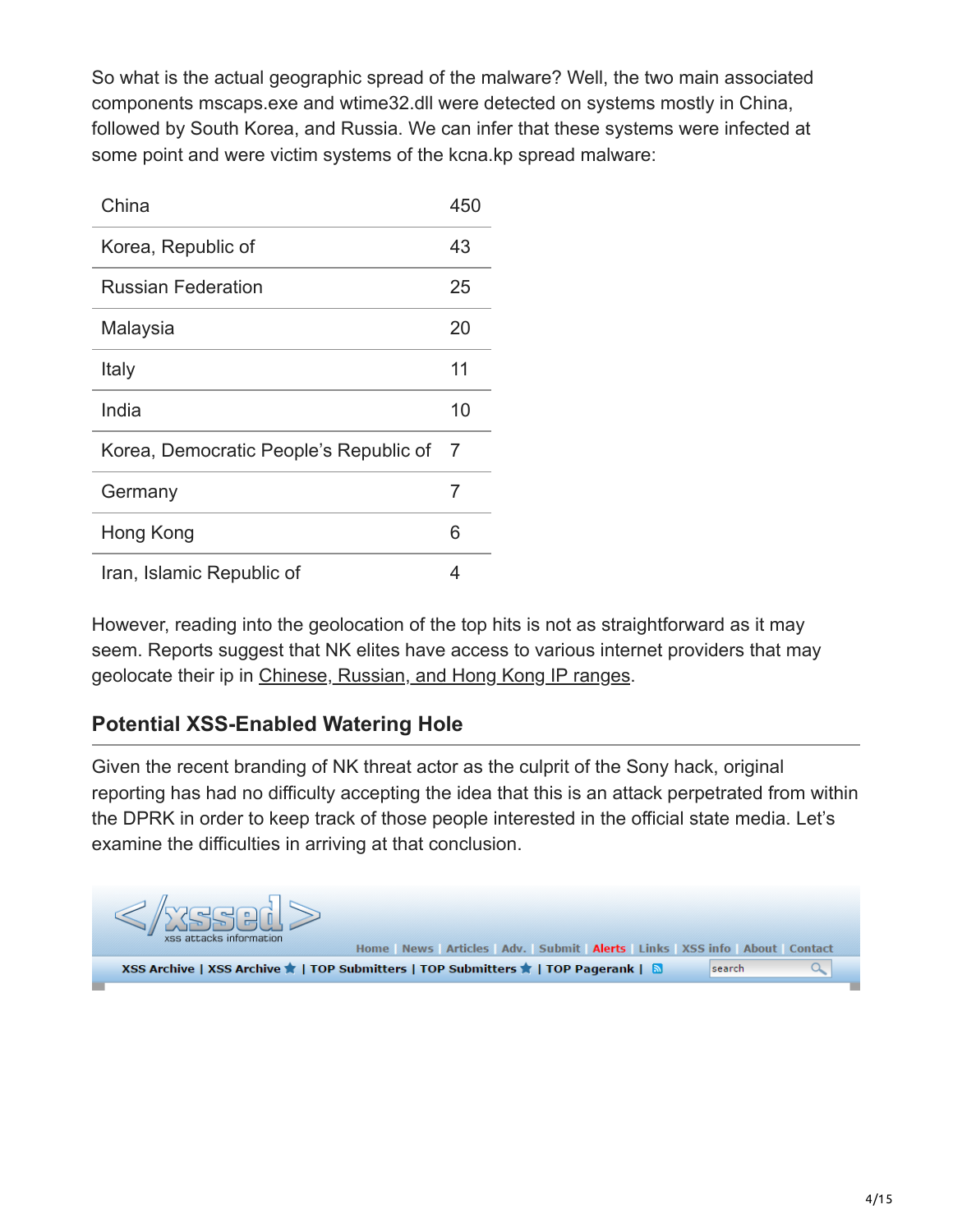So what is the actual geographic spread of the malware? Well, the two main associated components mscaps.exe and wtime32.dll were detected on systems mostly in China, followed by South Korea, and Russia. We can infer that these systems were infected at some point and were victim systems of the kcna.kp spread malware:

| | |
|---|---|
| China | 450 |
| Korea, Republic of | 43 |
| Russian Federation | 25 |
| Malaysia | 20 |
| Italy | 11 |
| India | 10 |
| Korea, Democratic People's Republic of | 7 |
| Germany | 7 |
| Hong Kong | 6 |
| Iran, Islamic Republic of | 4 |

However, reading into the geolocation of the top hits is not as straightforward as it may seem. Reports suggest that NK elites have access to various internet providers that may geolocate their ip in Chinese, Russian, and Hong Kong IP ranges.

## Potential XSS-Enabled Watering Hole

Given the recent branding of NK threat actor as the culprit of the Sony hack, original reporting has had no difficulty accepting the idea that this is an attack perpetrated from within the DPRK in order to keep track of those people interested in the official state media. Let's examine the difficulties in arriving at that conclusion.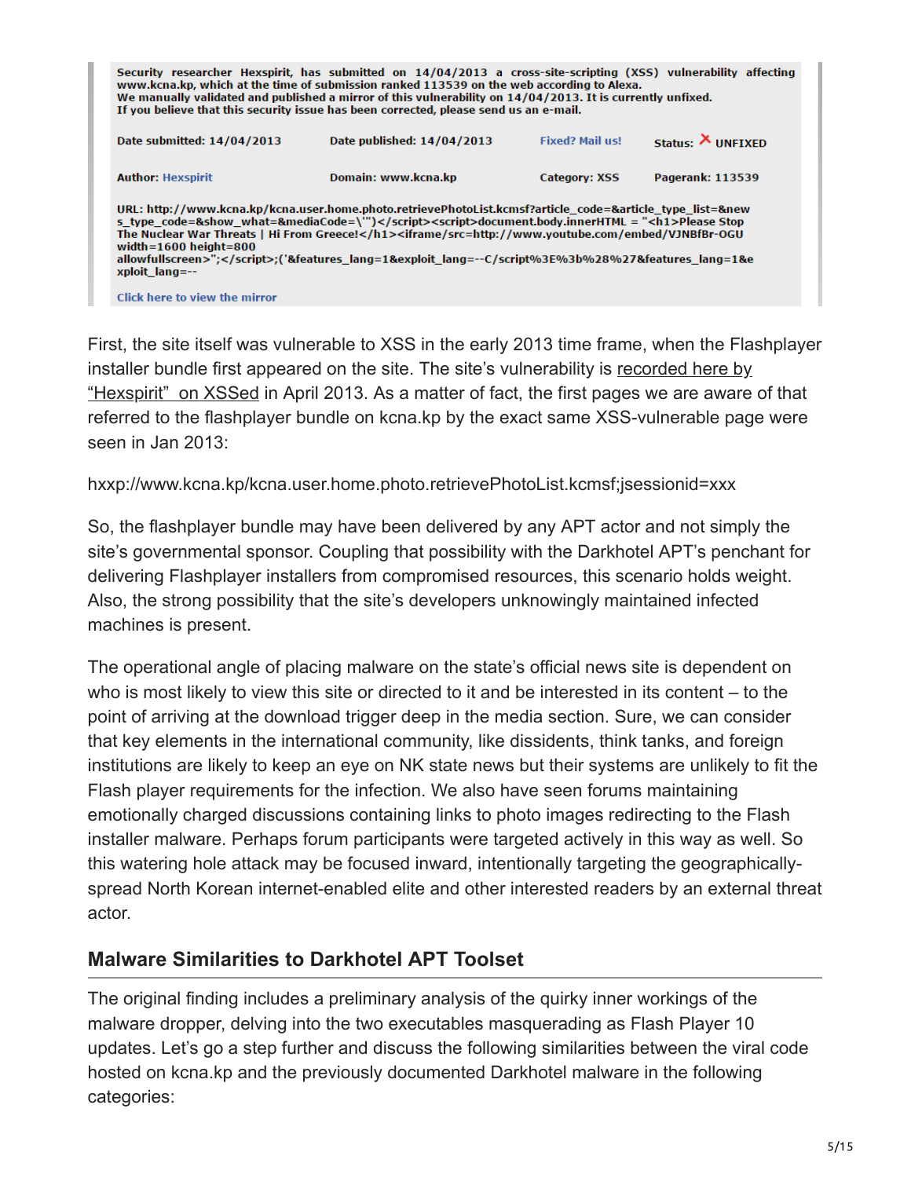> Security researcher Hexspirit, has submitted on 14/04/2013 a cross-site-scripting (XSS) vulnerability affecting www.kcna.kp, which at the time of submission ranked 113539 on the web according to Alexa.
> We manually validated and published a mirror of this vulnerability on 14/04/2013. It is currently unfixed.
> If you believe that this security issue has been corrected, please send us an e-mail.
>
> | Date submitted: 14/04/2013 | Date published: 14/04/2013 | Fixed? Mail us! | Status: ✕ UNFIXED |
> |---|---|---|---|
> | Author: Hexspirit | Domain: www.kcna.kp | Category: XSS | Pagerank: 113539 |
>
> URL: http://www.kcna.kp/kcna.user.home.photo.retrievePhotoList.kcmsf?article_code=&article_type_list=&news_type_code=&show_what=&mediaCode=\'")</script><script>document.body.innerHTML = "<h1>Please Stop The Nuclear War Threats | Hi From Greece!</h1><iframe/src=http://www.youtube.com/embed/VJNBfBr-OGU width=1600 height=800 allowfullscreen>";</script>;('&features_lang=1&exploit_lang=--C/script%3E%3b%28%27&features_lang=1&exploit_lang=--
>
> Click here to view the mirror

First, the site itself was vulnerable to XSS in the early 2013 time frame, when the Flashplayer installer bundle first appeared on the site. The site's vulnerability is recorded here by "Hexspirit" on XSSed in April 2013. As a matter of fact, the first pages we are aware of that referred to the flashplayer bundle on kcna.kp by the exact same XSS-vulnerable page were seen in Jan 2013:

hxxp://www.kcna.kp/kcna.user.home.photo.retrievePhotoList.kcmsf;jsessionid=xxx

So, the flashplayer bundle may have been delivered by any APT actor and not simply the site's governmental sponsor. Coupling that possibility with the Darkhotel APT's penchant for delivering Flashplayer installers from compromised resources, this scenario holds weight. Also, the strong possibility that the site's developers unknowingly maintained infected machines is present.

The operational angle of placing malware on the state's official news site is dependent on who is most likely to view this site or directed to it and be interested in its content – to the point of arriving at the download trigger deep in the media section. Sure, we can consider that key elements in the international community, like dissidents, think tanks, and foreign institutions are likely to keep an eye on NK state news but their systems are unlikely to fit the Flash player requirements for the infection. We also have seen forums maintaining emotionally charged discussions containing links to photo images redirecting to the Flash installer malware. Perhaps forum participants were targeted actively in this way as well. So this watering hole attack may be focused inward, intentionally targeting the geographically-spread North Korean internet-enabled elite and other interested readers by an external threat actor.

## Malware Similarities to Darkhotel APT Toolset

The original finding includes a preliminary analysis of the quirky inner workings of the malware dropper, delving into the two executables masquerading as Flash Player 10 updates. Let's go a step further and discuss the following similarities between the viral code hosted on kcna.kp and the previously documented Darkhotel malware in the following categories: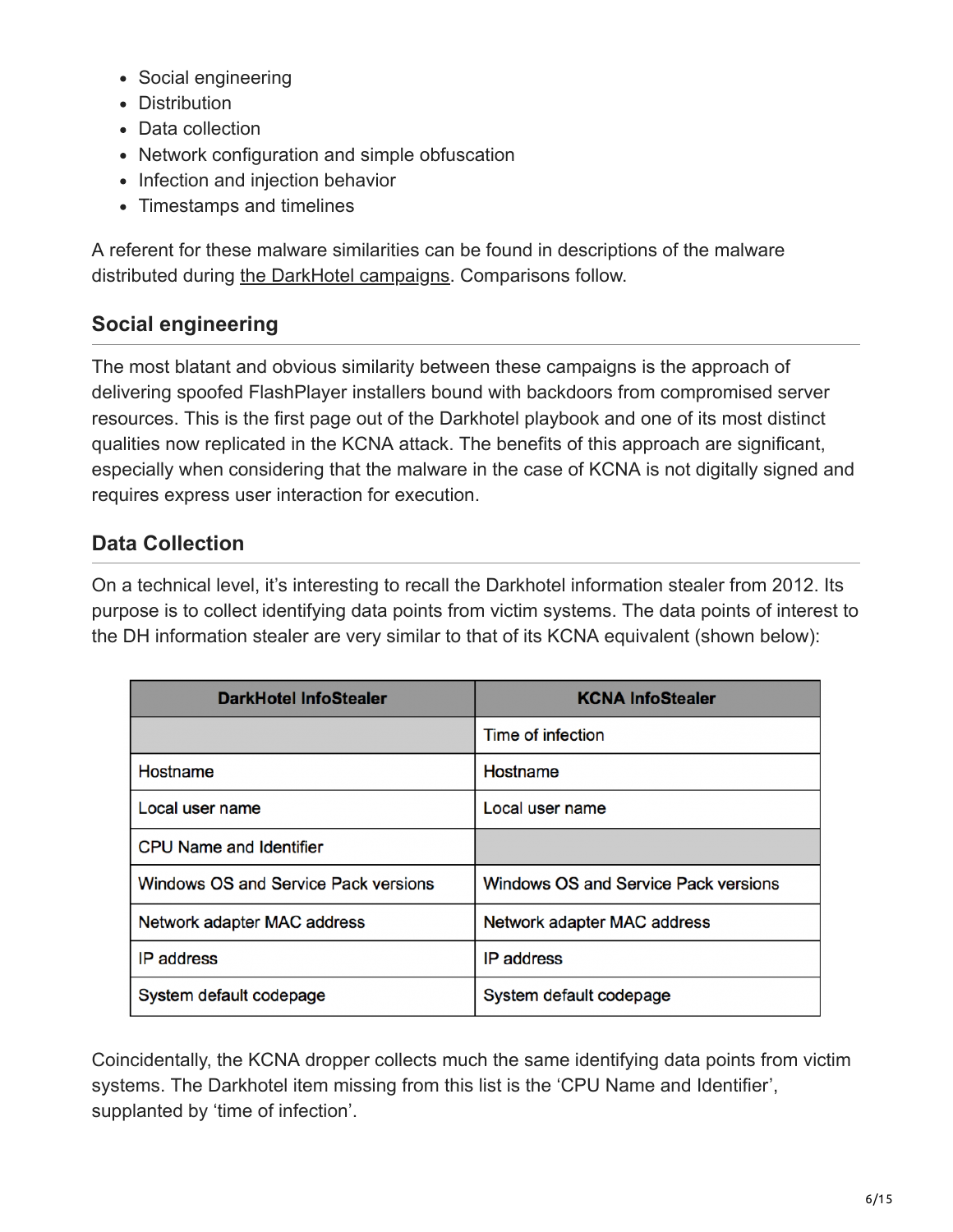- Social engineering
- Distribution
- Data collection
- Network configuration and simple obfuscation
- Infection and injection behavior
- Timestamps and timelines

A referent for these malware similarities can be found in descriptions of the malware distributed during the DarkHotel campaigns. Comparisons follow.

## Social engineering

The most blatant and obvious similarity between these campaigns is the approach of delivering spoofed FlashPlayer installers bound with backdoors from compromised server resources. This is the first page out of the Darkhotel playbook and one of its most distinct qualities now replicated in the KCNA attack. The benefits of this approach are significant, especially when considering that the malware in the case of KCNA is not digitally signed and requires express user interaction for execution.

## Data Collection

On a technical level, it's interesting to recall the Darkhotel information stealer from 2012. Its purpose is to collect identifying data points from victim systems. The data points of interest to the DH information stealer are very similar to that of its KCNA equivalent (shown below):

| DarkHotel InfoStealer | KCNA InfoStealer |
|---|---|
| | Time of infection |
| Hostname | Hostname |
| Local user name | Local user name |
| CPU Name and Identifier | |
| Windows OS and Service Pack versions | Windows OS and Service Pack versions |
| Network adapter MAC address | Network adapter MAC address |
| IP address | IP address |
| System default codepage | System default codepage |

Coincidentally, the KCNA dropper collects much the same identifying data points from victim systems. The Darkhotel item missing from this list is the 'CPU Name and Identifier', supplanted by 'time of infection'.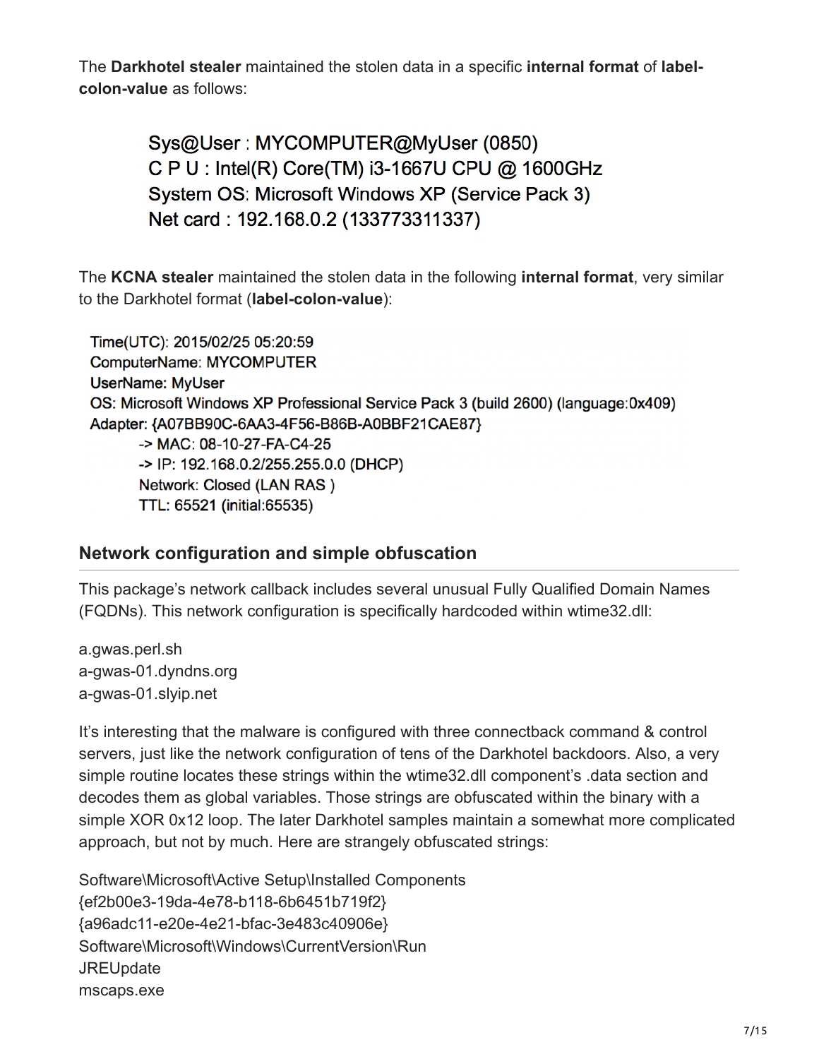The **Darkhotel stealer** maintained the stolen data in a specific **internal format** of **label-colon-value** as follows:

```
Sys@User : MYCOMPUTER@MyUser (0850)
C P U : Intel(R) Core(TM) i3-1667U CPU @ 1600GHz
System OS: Microsoft Windows XP (Service Pack 3)
Net card : 192.168.0.2 (133773311337)
```

The **KCNA stealer** maintained the stolen data in the following **internal format**, very similar to the Darkhotel format (**label-colon-value**):

```
Time(UTC): 2015/02/25 05:20:59
ComputerName: MYCOMPUTER
UserName: MyUser
OS: Microsoft Windows XP Professional Service Pack 3 (build 2600) (language:0x409)
Adapter: {A07BB90C-6AA3-4F56-B86B-A0BBF21CAE87}
        -> MAC: 08-10-27-FA-C4-25
        -> IP: 192.168.0.2/255.255.0.0 (DHCP)
        Network: Closed (LAN RAS )
        TTL: 65521 (initial:65535)
```

## Network configuration and simple obfuscation

This package's network callback includes several unusual Fully Qualified Domain Names (FQDNs). This network configuration is specifically hardcoded within wtime32.dll:

a.gwas.perl.sh
a-gwas-01.dyndns.org
a-gwas-01.slyip.net

It's interesting that the malware is configured with three connectback command & control servers, just like the network configuration of tens of the Darkhotel backdoors. Also, a very simple routine locates these strings within the wtime32.dll component's .data section and decodes them as global variables. Those strings are obfuscated within the binary with a simple XOR 0x12 loop. The later Darkhotel samples maintain a somewhat more complicated approach, but not by much. Here are strangely obfuscated strings:

Software\Microsoft\Active Setup\Installed Components
{ef2b00e3-19da-4e78-b118-6b6451b719f2}
{a96adc11-e20e-4e21-bfac-3e483c40906e}
Software\Microsoft\Windows\CurrentVersion\Run
JREUpdate
mscaps.exe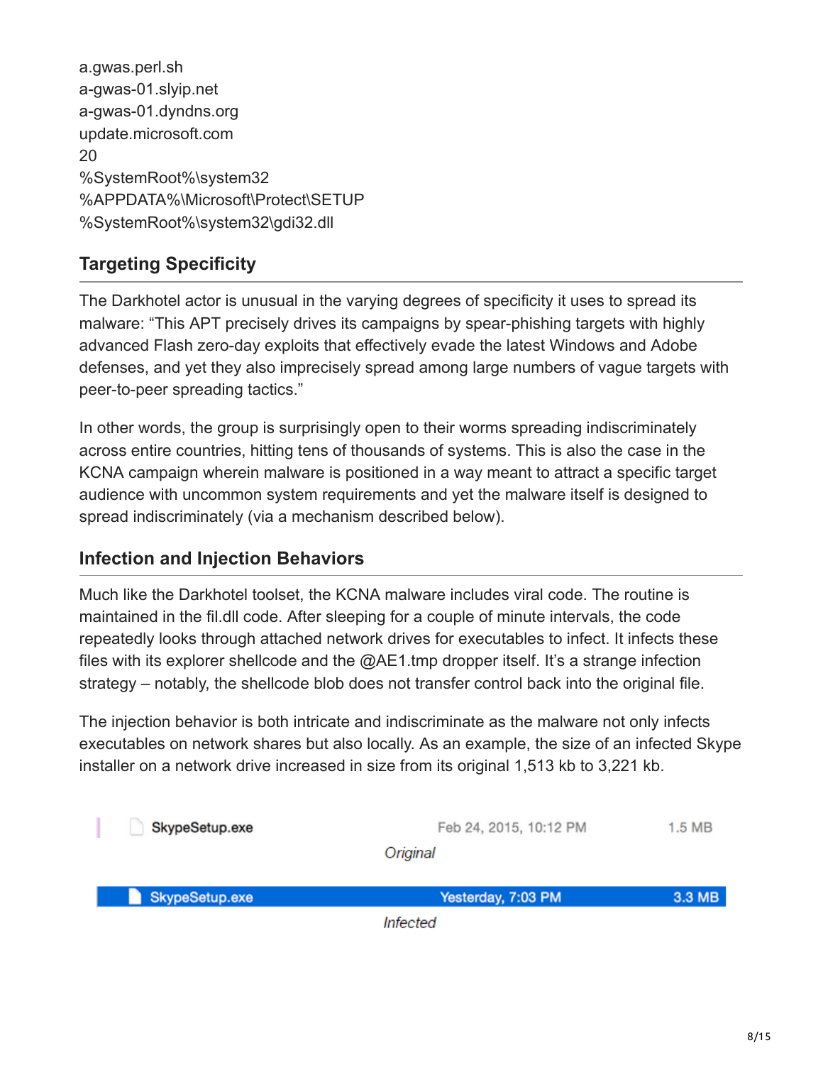a.gwas.perl.sh
a-gwas-01.slyip.net
a-gwas-01.dyndns.org
update.microsoft.com
20
%SystemRoot%\system32
%APPDATA%\Microsoft\Protect\SETUP
%SystemRoot%\system32\gdi32.dll

## Targeting Specificity

The Darkhotel actor is unusual in the varying degrees of specificity it uses to spread its malware: "This APT precisely drives its campaigns by spear-phishing targets with highly advanced Flash zero-day exploits that effectively evade the latest Windows and Adobe defenses, and yet they also imprecisely spread among large numbers of vague targets with peer-to-peer spreading tactics."

In other words, the group is surprisingly open to their worms spreading indiscriminately across entire countries, hitting tens of thousands of systems. This is also the case in the KCNA campaign wherein malware is positioned in a way meant to attract a specific target audience with uncommon system requirements and yet the malware itself is designed to spread indiscriminately (via a mechanism described below).

## Infection and Injection Behaviors

Much like the Darkhotel toolset, the KCNA malware includes viral code. The routine is maintained in the fil.dll code. After sleeping for a couple of minute intervals, the code repeatedly looks through attached network drives for executables to infect. It infects these files with its explorer shellcode and the @AE1.tmp dropper itself. It's a strange infection strategy – notably, the shellcode blob does not transfer control back into the original file.

The injection behavior is both intricate and indiscriminate as the malware not only infects executables on network shares but also locally. As an example, the size of an infected Skype installer on a network drive increased in size from its original 1,513 kb to 3,221 kb.

| SkypeSetup.exe | Feb 24, 2015, 10:12 PM | 1.5 MB |
| --- | --- | --- |

*Original*

| SkypeSetup.exe | Yesterday, 7:03 PM | 3.3 MB |
| --- | --- | --- |

*Infected*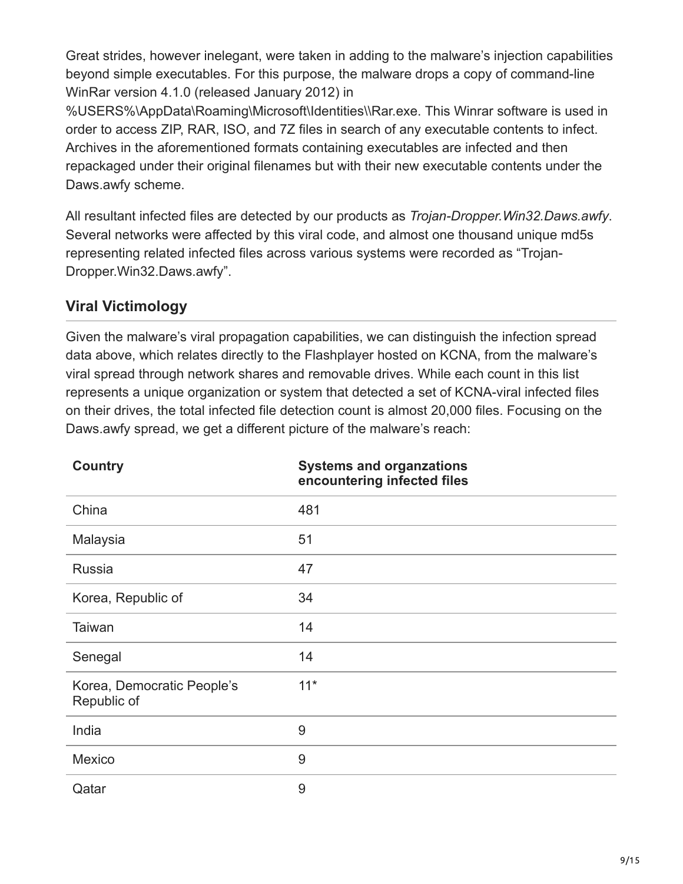Great strides, however inelegant, were taken in adding to the malware's injection capabilities beyond simple executables. For this purpose, the malware drops a copy of command-line WinRar version 4.1.0 (released January 2012) in %USERS%\AppData\Roaming\Microsoft\Identities\\Rar.exe. This Winrar software is used in order to access ZIP, RAR, ISO, and 7Z files in search of any executable contents to infect. Archives in the aforementioned formats containing executables are infected and then repackaged under their original filenames but with their new executable contents under the Daws.awfy scheme.

All resultant infected files are detected by our products as *Trojan-Dropper.Win32.Daws.awfy*. Several networks were affected by this viral code, and almost one thousand unique md5s representing related infected files across various systems were recorded as "Trojan-Dropper.Win32.Daws.awfy".

## Viral Victimology

Given the malware's viral propagation capabilities, we can distinguish the infection spread data above, which relates directly to the Flashplayer hosted on KCNA, from the malware's viral spread through network shares and removable drives. While each count in this list represents a unique organization or system that detected a set of KCNA-viral infected files on their drives, the total infected file detection count is almost 20,000 files. Focusing on the Daws.awfy spread, we get a different picture of the malware's reach:

| Country | Systems and organzations encountering infected files |
|---|---|
| China | 481 |
| Malaysia | 51 |
| Russia | 47 |
| Korea, Republic of | 34 |
| Taiwan | 14 |
| Senegal | 14 |
| Korea, Democratic People's Republic of | 11* |
| India | 9 |
| Mexico | 9 |
| Qatar | 9 |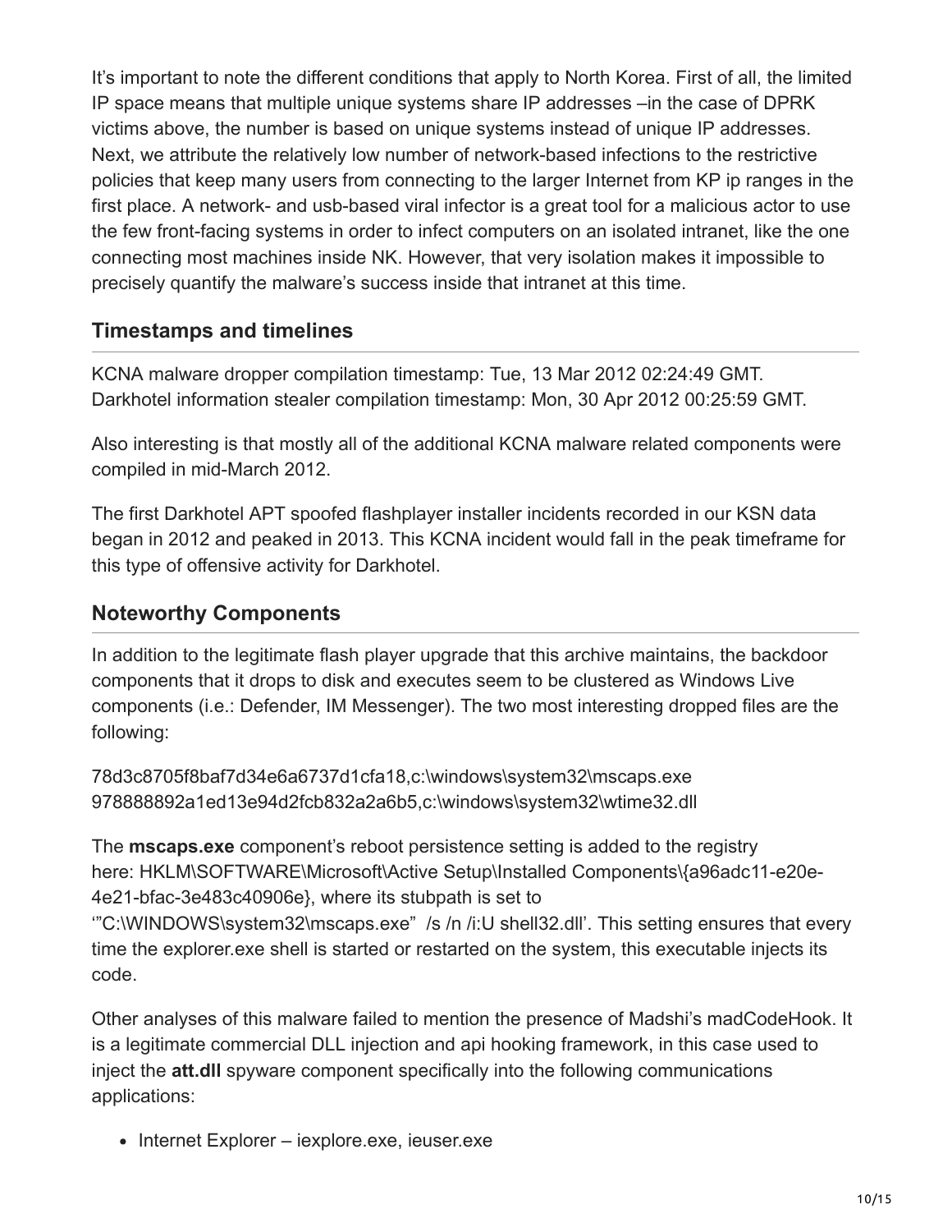It's important to note the different conditions that apply to North Korea. First of all, the limited IP space means that multiple unique systems share IP addresses –in the case of DPRK victims above, the number is based on unique systems instead of unique IP addresses. Next, we attribute the relatively low number of network-based infections to the restrictive policies that keep many users from connecting to the larger Internet from KP ip ranges in the first place. A network- and usb-based viral infector is a great tool for a malicious actor to use the few front-facing systems in order to infect computers on an isolated intranet, like the one connecting most machines inside NK. However, that very isolation makes it impossible to precisely quantify the malware's success inside that intranet at this time.

## Timestamps and timelines

KCNA malware dropper compilation timestamp: Tue, 13 Mar 2012 02:24:49 GMT.
Darkhotel information stealer compilation timestamp: Mon, 30 Apr 2012 00:25:59 GMT.

Also interesting is that mostly all of the additional KCNA malware related components were compiled in mid-March 2012.

The first Darkhotel APT spoofed flashplayer installer incidents recorded in our KSN data began in 2012 and peaked in 2013. This KCNA incident would fall in the peak timeframe for this type of offensive activity for Darkhotel.

## Noteworthy Components

In addition to the legitimate flash player upgrade that this archive maintains, the backdoor components that it drops to disk and executes seem to be clustered as Windows Live components (i.e.: Defender, IM Messenger). The two most interesting dropped files are the following:

78d3c8705f8baf7d34e6a6737d1cfa18,c:\windows\system32\mscaps.exe
978888892a1ed13e94d2fcb832a2a6b5,c:\windows\system32\wtime32.dll

The **mscaps.exe** component's reboot persistence setting is added to the registry here: HKLM\SOFTWARE\Microsoft\Active Setup\Installed Components\{a96adc11-e20e-4e21-bfac-3e483c40906e}, where its stubpath is set to '"C:\WINDOWS\system32\mscaps.exe" /s /n /i:U shell32.dll'. This setting ensures that every time the explorer.exe shell is started or restarted on the system, this executable injects its code.

Other analyses of this malware failed to mention the presence of Madshi's madCodeHook. It is a legitimate commercial DLL injection and api hooking framework, in this case used to inject the **att.dll** spyware component specifically into the following communications applications:

- Internet Explorer – iexplore.exe, ieuser.exe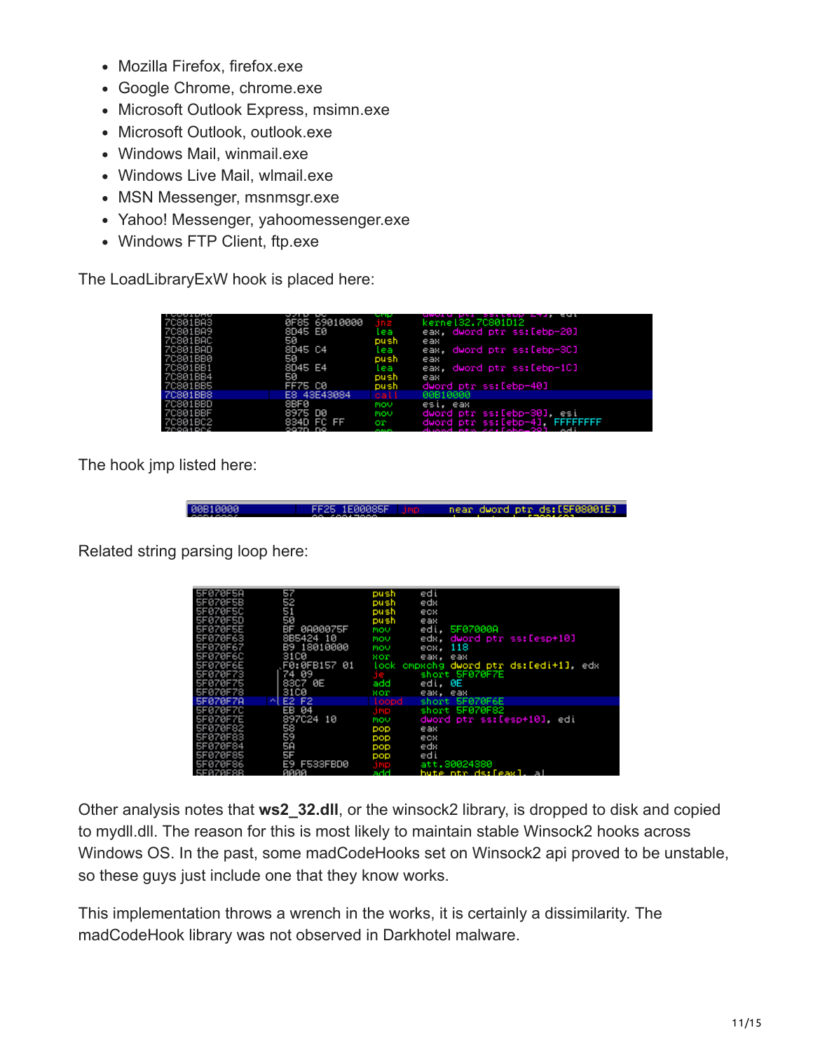- Mozilla Firefox, firefox.exe
- Google Chrome, chrome.exe
- Microsoft Outlook Express, msimn.exe
- Microsoft Outlook, outlook.exe
- Windows Mail, winmail.exe
- Windows Live Mail, wlmail.exe
- MSN Messenger, msnmsgr.exe
- Yahoo! Messenger, yahoomessenger.exe
- Windows FTP Client, ftp.exe

The LoadLibraryExW hook is placed here:

```
7C801BA3    0F85 69010000   jnz     kernel32.7C801D12
7C801BA9    8D45 E0         lea     eax, dword ptr ss:[ebp-20]
7C801BAC    50              push    eax
7C801BAD    8D45 C4         lea     eax, dword ptr ss:[ebp-3C]
7C801BB0    50              push    eax
7C801BB1    8D45 E4         lea     eax, dword ptr ss:[ebp-1C]
7C801BB4    50              push    eax
7C801BB5    FF75 C0         push    dword ptr ss:[ebp-40]
7C801BB8    E8 43E43084     call    00B10000
7C801BBD    8BF0            mov     esi, eax
7C801BBF    8975 D0         mov     dword ptr ss:[ebp-30], esi
7C801BC2    834D FC FF      or      dword ptr ss:[ebp-4], FFFFFFFF
```

The hook jmp listed here:

```
00B10000    FF25 1E00085F   jmp     near dword ptr ds:[5F08001E]
```

Related string parsing loop here:

```
5F070F5A    57              push    edi
5F070F5B    52              push    edx
5F070F5C    51              push    ecx
5F070F5D    50              push    eax
5F070F5E    BF 0A00075F     mov     edi, 5F07000A
5F070F63    8B5424 10       mov     edx, dword ptr ss:[esp+10]
5F070F67    B9 18010000     mov     ecx, 118
5F070F6C    31C0            xor     eax, eax
5F070F6E    F0:0FB157 01    lock cmpxchg dword ptr ds:[edi+1], edx
5F070F73    74 09           je      short 5F070F7E
5F070F75    83C7 0E         add     edi, 0E
5F070F78    31C0            xor     eax, eax
5F070F7A    E2 F2           loopd   short 5F070F6E
5F070F7C    EB 04           jmp     short 5F070F82
5F070F7E    897C24 10       mov     dword ptr ss:[esp+10], edi
5F070F82    58              pop     eax
5F070F83    59              pop     ecx
5F070F84    5A              pop     edx
5F070F85    5F              pop     edi
5F070F86    E9 F533FBD0     jmp     att.30024380
5F070F8B    0000            add     byte ptr ds:[eax], al
```

Other analysis notes that **ws2_32.dll**, or the winsock2 library, is dropped to disk and copied to mydll.dll. The reason for this is most likely to maintain stable Winsock2 hooks across Windows OS. In the past, some madCodeHooks set on Winsock2 api proved to be unstable, so these guys just include one that they know works.

This implementation throws a wrench in the works, it is certainly a dissimilarity. The madCodeHook library was not observed in Darkhotel malware.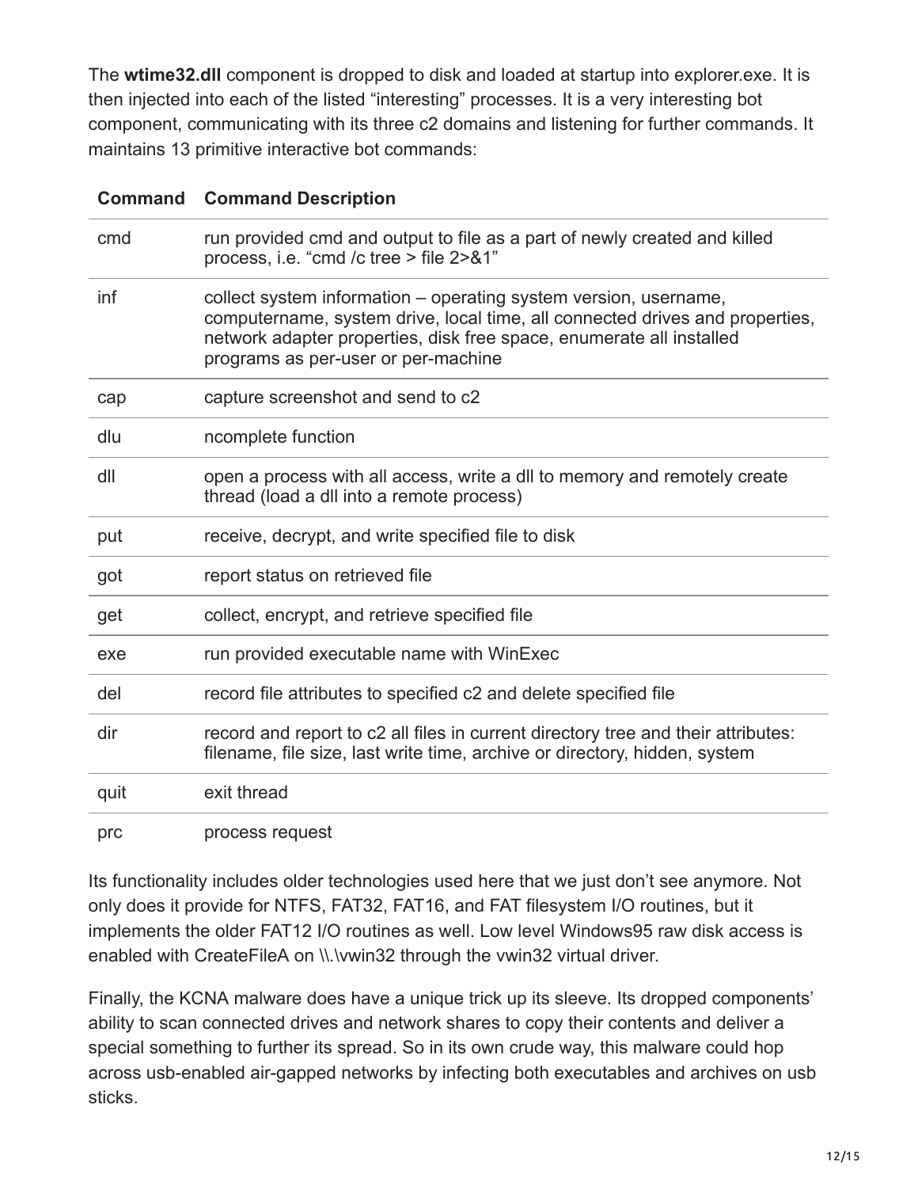The **wtime32.dll** component is dropped to disk and loaded at startup into explorer.exe. It is then injected into each of the listed “interesting” processes. It is a very interesting bot component, communicating with its three c2 domains and listening for further commands. It maintains 13 primitive interactive bot commands:

| Command | Command Description |
| --- | --- |
| cmd | run provided cmd and output to file as a part of newly created and killed process, i.e. “cmd /c tree > file 2>&1” |
| inf | collect system information – operating system version, username, computername, system drive, local time, all connected drives and properties, network adapter properties, disk free space, enumerate all installed programs as per-user or per-machine |
| cap | capture screenshot and send to c2 |
| dlu | ncomplete function |
| dll | open a process with all access, write a dll to memory and remotely create thread (load a dll into a remote process) |
| put | receive, decrypt, and write specified file to disk |
| got | report status on retrieved file |
| get | collect, encrypt, and retrieve specified file |
| exe | run provided executable name with WinExec |
| del | record file attributes to specified c2 and delete specified file |
| dir | record and report to c2 all files in current directory tree and their attributes: filename, file size, last write time, archive or directory, hidden, system |
| quit | exit thread |
| prc | process request |

Its functionality includes older technologies used here that we just don’t see anymore. Not only does it provide for NTFS, FAT32, FAT16, and FAT filesystem I/O routines, but it implements the older FAT12 I/O routines as well. Low level Windows95 raw disk access is enabled with CreateFileA on \\.\vwin32 through the vwin32 virtual driver.

Finally, the KCNA malware does have a unique trick up its sleeve. Its dropped components’ ability to scan connected drives and network shares to copy their contents and deliver a special something to further its spread. So in its own crude way, this malware could hop across usb-enabled air-gapped networks by infecting both executables and archives on usb sticks.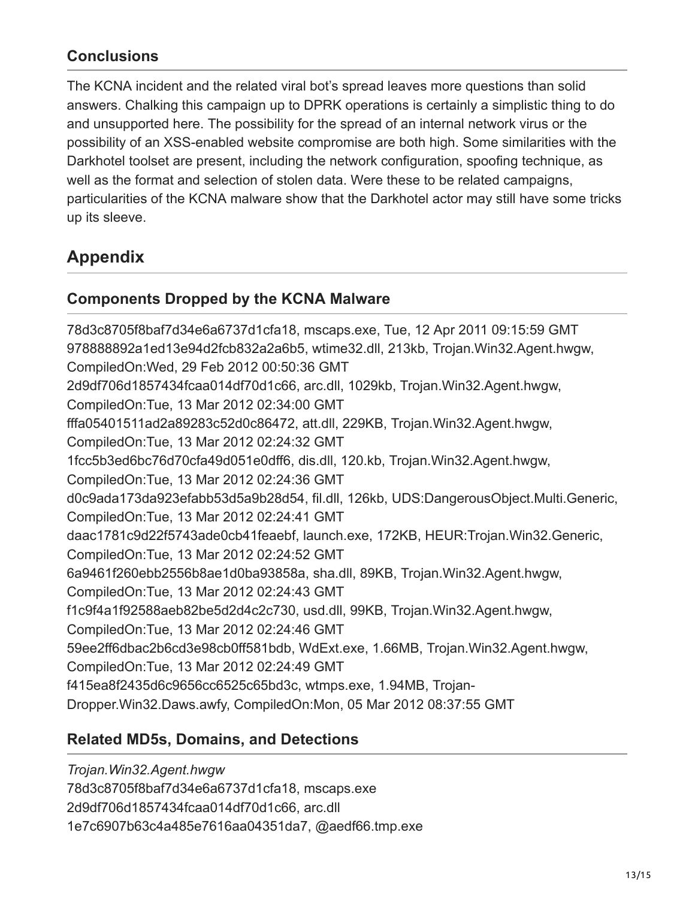### Conclusions

The KCNA incident and the related viral bot's spread leaves more questions than solid answers. Chalking this campaign up to DPRK operations is certainly a simplistic thing to do and unsupported here. The possibility for the spread of an internal network virus or the possibility of an XSS-enabled website compromise are both high. Some similarities with the Darkhotel toolset are present, including the network configuration, spoofing technique, as well as the format and selection of stolen data. Were these to be related campaigns, particularities of the KCNA malware show that the Darkhotel actor may still have some tricks up its sleeve.

## Appendix

### Components Dropped by the KCNA Malware

78d3c8705f8baf7d34e6a6737d1cfa18, mscaps.exe, Tue, 12 Apr 2011 09:15:59 GMT
978888892a1ed13e94d2fcb832a2a6b5, wtime32.dll, 213kb, Trojan.Win32.Agent.hwgw, CompiledOn:Wed, 29 Feb 2012 00:50:36 GMT
2d9df706d1857434fcaa014df70d1c66, arc.dll, 1029kb, Trojan.Win32.Agent.hwgw, CompiledOn:Tue, 13 Mar 2012 02:34:00 GMT
fffa05401511ad2a89283c52d0c86472, att.dll, 229KB, Trojan.Win32.Agent.hwgw, CompiledOn:Tue, 13 Mar 2012 02:24:32 GMT
1fcc5b3ed6bc76d70cfa49d051e0dff6, dis.dll, 120.kb, Trojan.Win32.Agent.hwgw, CompiledOn:Tue, 13 Mar 2012 02:24:36 GMT
d0c9ada173da923efabb53d5a9b28d54, fil.dll, 126kb, UDS:DangerousObject.Multi.Generic, CompiledOn:Tue, 13 Mar 2012 02:24:41 GMT
daac1781c9d22f5743ade0cb41feaebf, launch.exe, 172KB, HEUR:Trojan.Win32.Generic, CompiledOn:Tue, 13 Mar 2012 02:24:52 GMT
6a9461f260ebb2556b8ae1d0ba93858a, sha.dll, 89KB, Trojan.Win32.Agent.hwgw, CompiledOn:Tue, 13 Mar 2012 02:24:43 GMT
f1c9f4a1f92588aeb82be5d2d4c2c730, usd.dll, 99KB, Trojan.Win32.Agent.hwgw, CompiledOn:Tue, 13 Mar 2012 02:24:46 GMT
59ee2ff6dbac2b6cd3e98cb0ff581bdb, WdExt.exe, 1.66MB, Trojan.Win32.Agent.hwgw, CompiledOn:Tue, 13 Mar 2012 02:24:49 GMT
f415ea8f2435d6c9656cc6525c65bd3c, wtmps.exe, 1.94MB, Trojan-Dropper.Win32.Daws.awfy, CompiledOn:Mon, 05 Mar 2012 08:37:55 GMT

### Related MD5s, Domains, and Detections

*Trojan.Win32.Agent.hwgw*
78d3c8705f8baf7d34e6a6737d1cfa18, mscaps.exe
2d9df706d1857434fcaa014df70d1c66, arc.dll
1e7c6907b63c4a485e7616aa04351da7, @aedf66.tmp.exe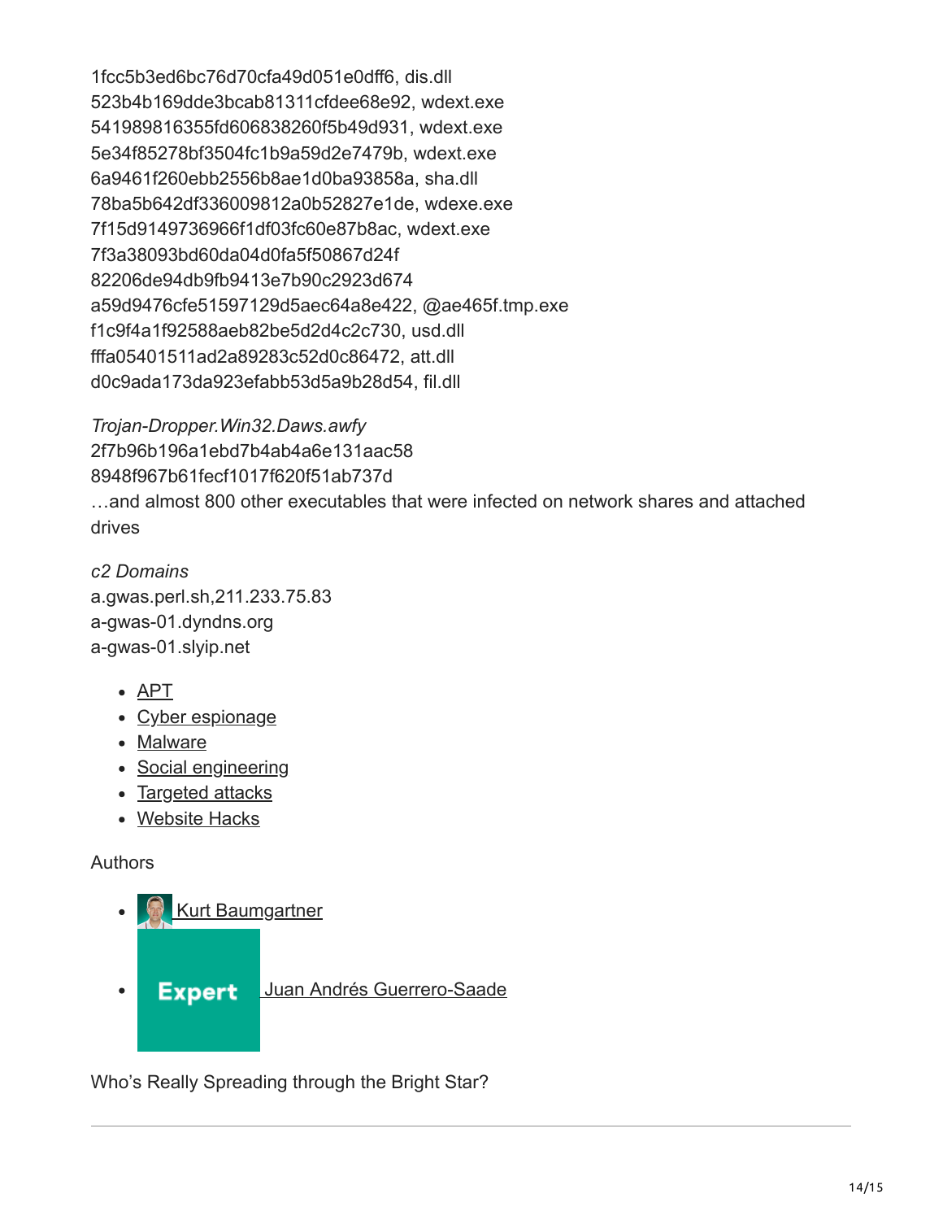1fcc5b3ed6bc76d70cfa49d051e0dff6, dis.dll
523b4b169dde3bcab81311cfdee68e92, wdext.exe
541989816355fd606838260f5b49d931, wdext.exe
5e34f85278bf3504fc1b9a59d2e7479b, wdext.exe
6a9461f260ebb2556b8ae1d0ba93858a, sha.dll
78ba5b642df336009812a0b52827e1de, wdexe.exe
7f15d9149736966f1df03fc60e87b8ac, wdext.exe
7f3a38093bd60da04d0fa5f50867d24f
82206de94db9fb9413e7b90c2923d674
a59d9476cfe51597129d5aec64a8e422, @ae465f.tmp.exe
f1c9f4a1f92588aeb82be5d2d4c2c730, usd.dll
fffa05401511ad2a89283c52d0c86472, att.dll
d0c9ada173da923efabb53d5a9b28d54, fil.dll

*Trojan-Dropper.Win32.Daws.awfy*
2f7b96b196a1ebd7b4ab4a6e131aac58
8948f967b61fecf1017f620f51ab737d
…and almost 800 other executables that were infected on network shares and attached drives

*c2 Domains*
a.gwas.perl.sh,211.233.75.83
a-gwas-01.dyndns.org
a-gwas-01.slyip.net

- APT
- Cyber espionage
- Malware
- Social engineering
- Targeted attacks
- Website Hacks

Authors

- Kurt Baumgartner
- Expert Juan Andrés Guerrero-Saade

Who's Really Spreading through the Bright Star?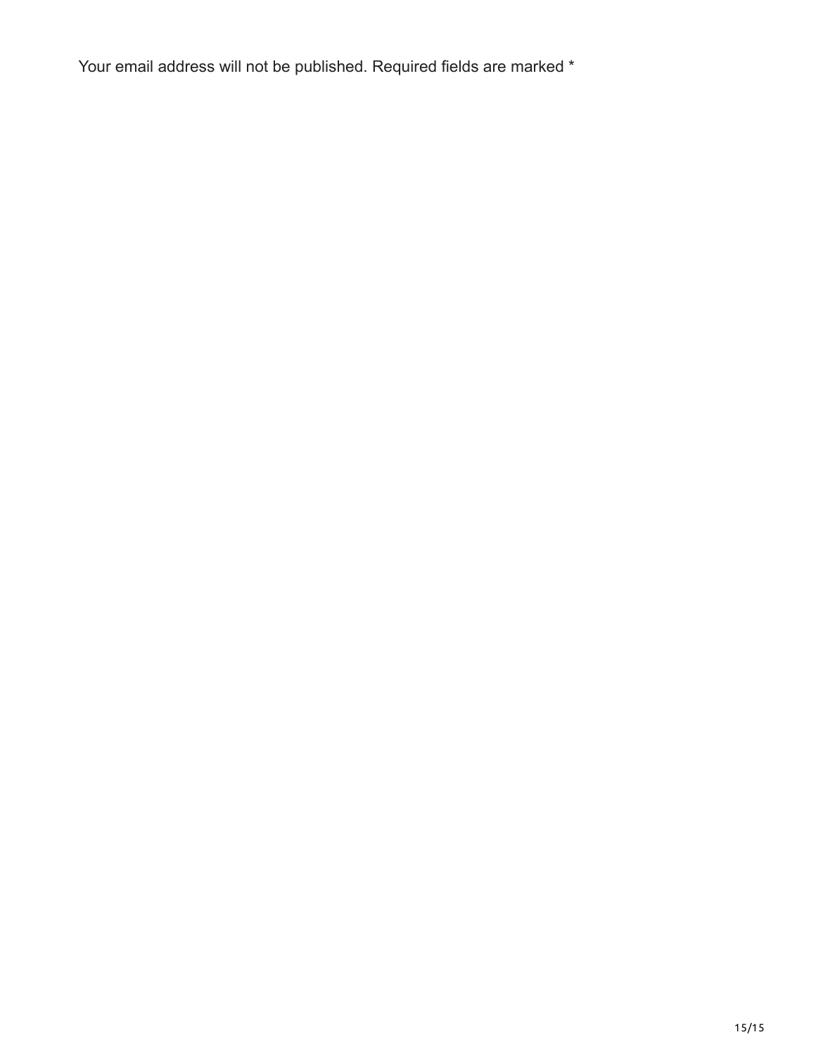Your email address will not be published. Required fields are marked *